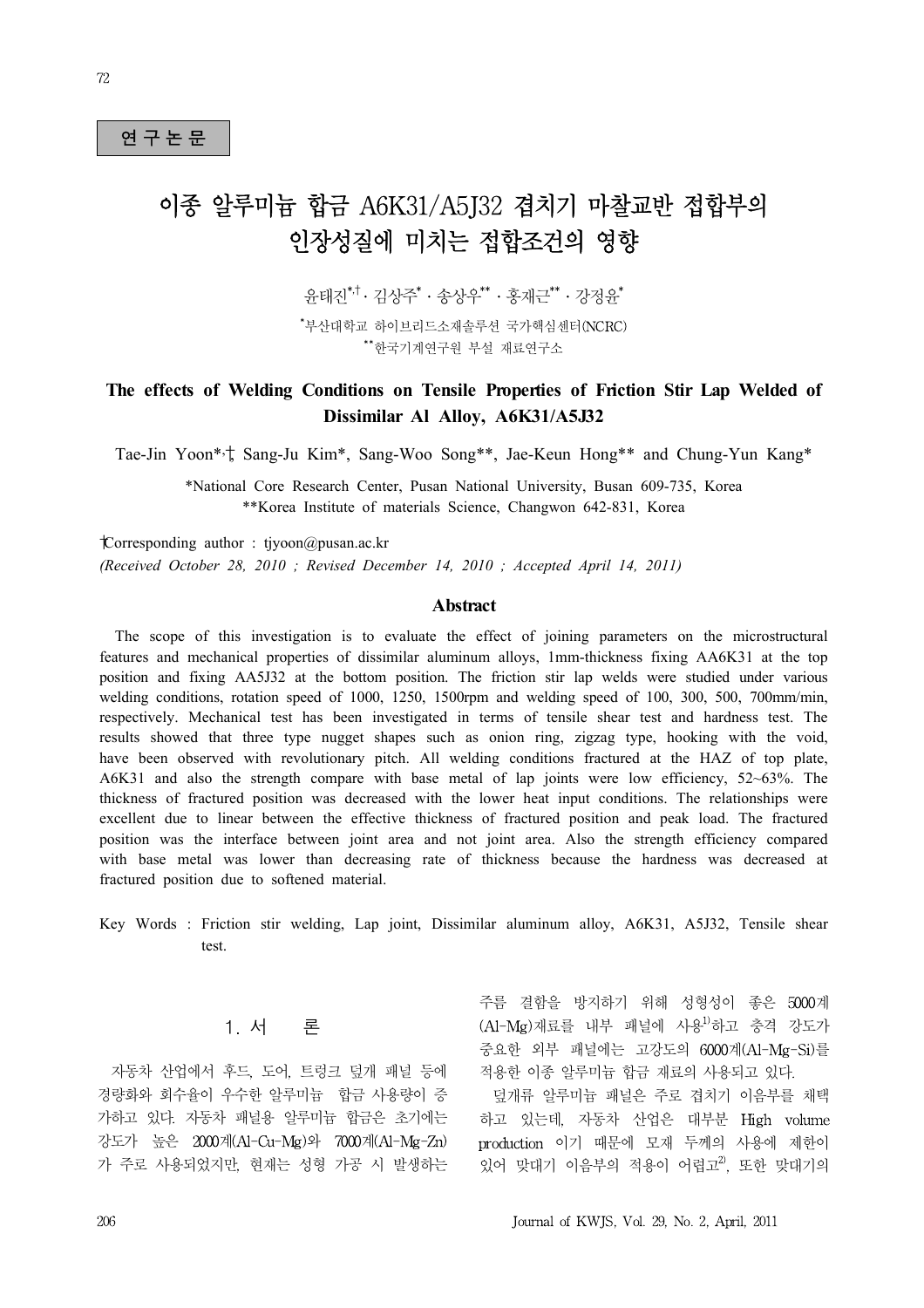연 구 논 문

# 이종 알루미늄 합금 A6K31/A5J32 겹치기 마찰교반 접합부의 인장성질에 미치는 접합조건의 영향

윤태진*,†·김상주*·송상우**·홍재근**·강정윤*

*부산대학교 하이브리드소재솔루션 국가핵심센터(NCRC)
**한국기계연구원 부설 재료연구소

## The effects of Welding Conditions on Tensile Properties of Friction Stir Lap Welded of Dissimilar Al Alloy, A6K31/A5J32

Tae-Jin Yoon*,†, Sang-Ju Kim*, Sang-Woo Song**, Jae-Keun Hong** and Chung-Yun Kang*

*National Core Research Center, Pusan National University, Busan 609-735, Korea
**Korea Institute of materials Science, Changwon 642-831, Korea

†Corresponding author : tjyoon@pusan.ac.kr

*(Received October 28, 2010 ; Revised December 14, 2010 ; Accepted April 14, 2011)*

### Abstract

The scope of this investigation is to evaluate the effect of joining parameters on the microstructural features and mechanical properties of dissimilar aluminum alloys, 1mm-thickness fixing AA6K31 at the top position and fixing AA5J32 at the bottom position. The friction stir lap welds were studied under various welding conditions, rotation speed of 1000, 1250, 1500rpm and welding speed of 100, 300, 500, 700mm/min, respectively. Mechanical test has been investigated in terms of tensile shear test and hardness test. The results showed that three type nugget shapes such as onion ring, zigzag type, hooking with the void, have been observed with revolutionary pitch. All welding conditions fractured at the HAZ of top plate, A6K31 and also the strength compare with base metal of lap joints were low efficiency, 52~63%. The thickness of fractured position was decreased with the lower heat input conditions. The relationships were excellent due to linear between the effective thickness of fractured position and peak load. The fractured position was the interface between joint area and not joint area. Also the strength efficiency compared with base metal was lower than decreasing rate of thickness because the hardness was decreased at fractured position due to softened material.

Key Words : Friction stir welding, Lap joint, Dissimilar aluminum alloy, A6K31, A5J32, Tensile shear test.

## 1. 서 론

자동차 산업에서 후드, 도어, 트렁크 덮개 패널 등에 경량화와 회수율이 우수한 알루미늄 합금 사용량이 증가하고 있다. 자동차 패널용 알루미늄 합금은 초기에는 강도가 높은 2000계(Al-Cu-Mg)와 7000계(Al-Mg-Zn)가 주로 사용되었지만, 현재는 성형 가공 시 발생하는 주름 결함을 방지하기 위해 성형성이 좋은 5000계(Al-Mg)재료를 내부 패널에 사용[1]하고 충격 강도가 중요한 외부 패널에는 고강도의 6000계(Al-Mg-Si)를 적용한 이종 알루미늄 합금 재료의 사용되고 있다.

덮개류 알루미늄 패널은 주로 겹치기 이음부를 채택하고 있는데, 자동차 산업은 대부분 High volume production 이기 때문에 모재 두께의 사용에 제한이 있어 맞대기 이음부의 적용이 어렵고[2], 또한 맞대기의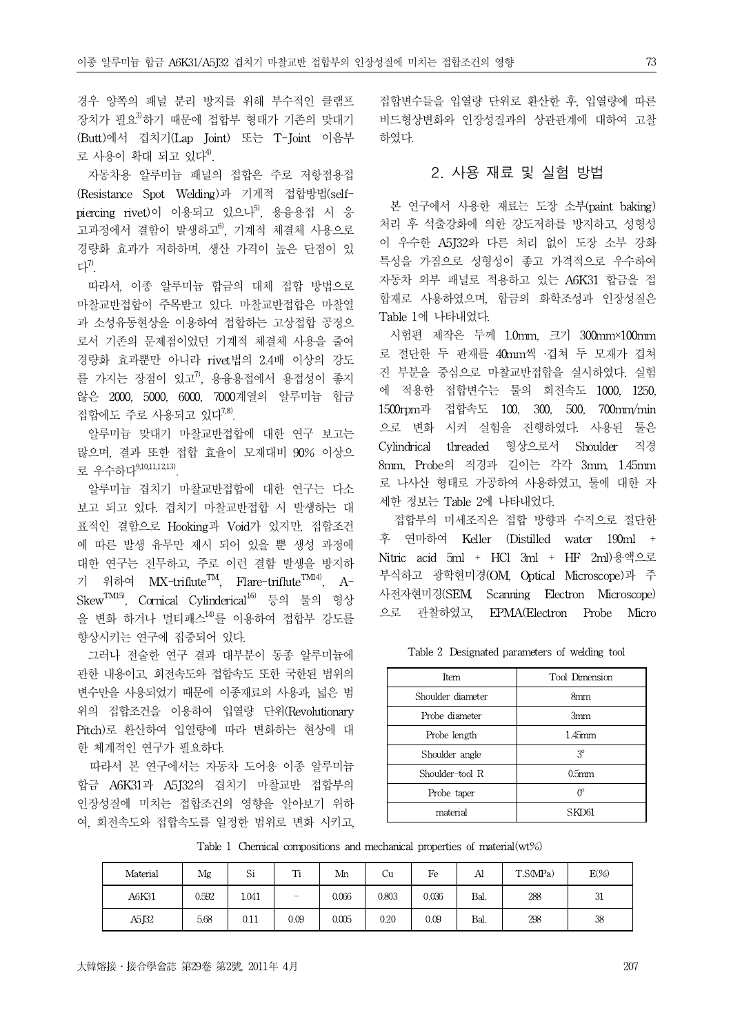경우 양쪽의 패널 분리 방지를 위해 부수적인 클램프 장치가 필요[3]하기 때문에 접합부 형태가 기존의 맞대기(Butt)에서 겹치기(Lap Joint) 또는 T-Joint 이음부로 사용이 확대 되고 있다[4].

자동차용 알루미늄 패널의 접합은 주로 저항점용접(Resistance Spot Welding)과 기계적 접합방법(self-piercing rivet)이 이용되고 있으나[5], 용융용접 시 응고과정에서 결함이 발생하고[6], 기계적 체결체 사용으로 경량화 효과가 저하하며, 생산 가격이 높은 단점이 있다[7].

따라서, 이종 알루미늄 합금의 대체 접합 방법으로 마찰교반접합이 주목받고 있다. 마찰교반접합은 마찰열과 소성유동현상을 이용하여 접합하는 고상접합 공정으로서 기존의 문제점이었던 기계적 체결체 사용을 줄여 경량화 효과뿐만 아니라 rivet법의 2.4배 이상의 강도를 가지는 장점이 있고[7], 용융용접에서 용접성이 좋지 않은 2000, 5000, 6000, 7000계열의 알루미늄 합금 접합에도 주로 사용되고 있다[7,8].

알루미늄 맞대기 마찰교반접합에 대한 연구 보고는 많으며, 결과 또한 접합 효율이 모재대비 90% 이상으로 우수하다[9,10,11,12,13].

알루미늄 겹치기 마찰교반접합에 대한 연구는 다소 보고 되고 있다. 겹치기 마찰교반접합 시 발생하는 대표적인 결함으로 Hooking과 Void가 있지만, 접합조건에 따른 발생 유무만 제시 되어 있을 뿐 생성 과정에 대한 연구는 전무하고, 주로 이런 결함 발생을 방지하기 위하여 MX-triflute™, Flare-triflute™[14], A-Skew™[15], Cornical Cylinderical[16] 등의 툴의 형상을 변화 하거나 멀티패스[14]를 이용하여 접합부 강도를 향상시키는 연구에 집중되어 있다.

그러나 전술한 연구 결과 대부분이 동종 알루미늄에 관한 내용이고, 회전속도와 접합속도 또한 국한된 범위의 변수만을 사용되었기 때문에 이종재료의 사용과, 넓은 범위의 접합조건을 이용하여 입열량 단위(Revolutionary Pitch)로 환산하여 입열량에 따라 변화하는 현상에 대한 체계적인 연구가 필요하다.

따라서 본 연구에서는 자동차 도어용 이종 알루미늄 합금 A6K31과 A5J32의 겹치기 마찰교반 접합부의 인장성질에 미치는 접합조건의 영향을 알아보기 위하여, 회전속도와 접합속도를 일정한 범위로 변화 시키고, 접합변수들을 입열량 단위로 환산한 후, 입열량에 따른 비드형상변화와 인장성질과의 상관관계에 대하여 고찰하였다.

## 2. 사용 재료 및 실험 방법

본 연구에서 사용한 재료는 도장 소부(paint baking) 처리 후 석출강화에 의한 강도저하를 방지하고, 성형성이 우수한 A5J32와 다른 처리 없이 도장 소부 강화 특성을 가짐으로 성형성이 좋고 가격적으로 우수하여 자동차 외부 패널로 적용하고 있는 A6K31 합금을 접합재로 사용하였으며, 합금의 화학조성과 인장성질은 Table 1에 나타내었다.

시험편 제작은 두께 1.0mm, 크기 300mm×100mm로 절단한 두 판재를 40mm씩 겹쳐 두 모재가 겹쳐진 부분을 중심으로 마찰교반접합을 실시하였다. 실험에 적용한 접합변수는 툴의 회전속도 1000, 1250, 1500rpm과 접합속도 100, 300, 500, 700mm/min으로 변화 시켜 실험을 진행하였다. 사용된 툴은 Cylindrical threaded 형상으로서 Shoulder 직경 8mm, Probe의 직경과 길이는 각각 3mm, 1.45mm로 나사산 형태로 가공하여 사용하였고, 툴에 대한 자세한 정보는 Table 2에 나타내었다.

접합부의 미세조직은 접합 방향과 수직으로 절단한 후 연마하여 Keller (Distilled water 190ml + Nitric acid 5ml + HCl 3ml + HF 2ml)용액으로 부식하고 광학현미경(OM, Optical Microscope)과 주사전자현미경(SEM, Scanning Electron Microscope)으로 관찰하였고, EPMA(Electron Probe Micro

Table 2 Designated parameters of welding tool

| Item | Tool Dimension |
|---|---|
| Shoulder diameter | 8mm |
| Probe diameter | 3mm |
| Probe length | 1.45mm |
| Shoulder angle | 3° |
| Shoulder-tool R | 0.5mm |
| Probe taper | 0° |
| material | SKD61 |

Table 1 Chemical compositions and mechanical properties of material(wt%)

| Material | Mg | Si | Ti | Mn | Cu | Fe | Al | T.S(MPa) | E(%) |
|---|---|---|---|---|---|---|---|---|---|
| A6K31 | 0.592 | 1.041 | - | 0.066 | 0.803 | 0.036 | Bal. | 288 | 31 |
| A5J32 | 5.68 | 0.11 | 0.09 | 0.005 | 0.20 | 0.09 | Bal. | 298 | 38 |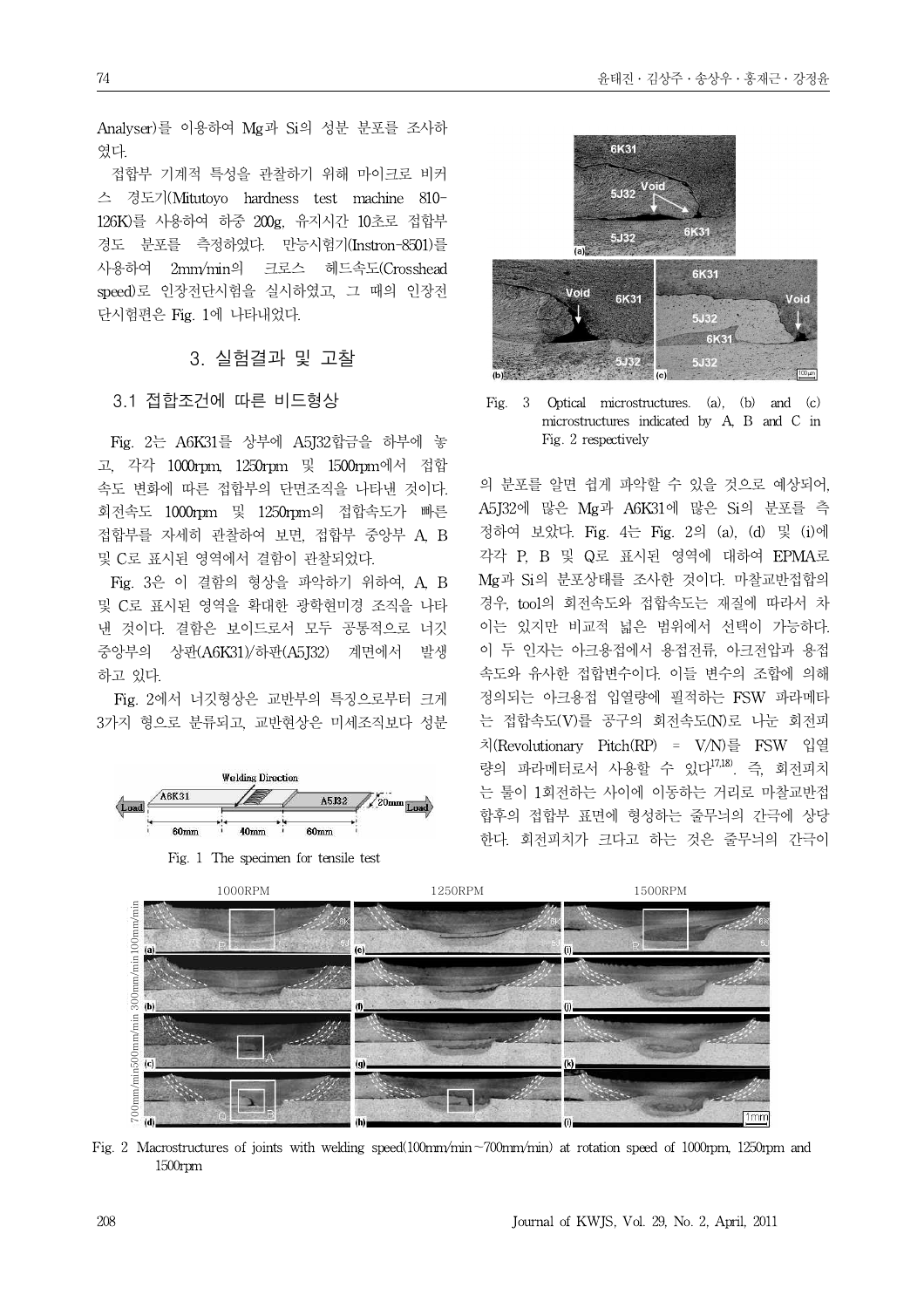Analyser)를 이용하여 Mg과 Si의 성분 분포를 조사하였다.

접합부 기계적 특성을 관찰하기 위해 마이크로 비커스 경도기(Mitutoyo hardness test machine 810-126K)를 사용하여 하중 200g, 유지시간 10초로 접합부 경도 분포를 측정하였다. 만능시험기(Instron-8501)를 사용하여 2mm/min의 크로스 헤드속도(Crosshead speed)로 인장전단시험을 실시하였고, 그 때의 인장전단시험편은 Fig. 1에 나타내었다.

## 3. 실험결과 및 고찰

### 3.1 접합조건에 따른 비드형상

Fig. 2는 A6K31를 상부에 A5J32합금을 하부에 놓고, 각각 1000rpm, 1250rpm 및 1500rpm에서 접합속도 변화에 따른 접합부의 단면조직을 나타낸 것이다. 회전속도 1000rpm 및 1250rpm의 접합속도가 빠른 접합부를 자세히 관찰하여 보면, 접합부 중앙부 A, B 및 C로 표시된 영역에서 결함이 관찰되었다.

Fig. 3은 이 결함의 형상을 파악하기 위하여, A, B 및 C로 표시된 영역을 확대한 광학현미경 조직을 나타낸 것이다. 결함은 보이드로서 모두 공통적으로 너깃 중앙부의 상판(A6K31)/하판(A5J32) 계면에서 발생하고 있다.

Fig. 2에서 너깃형상은 교반부의 특징으로부터 크게 3가지 형으로 분류되고, 교반현상은 미세조직보다 성분의 분포를 알면 쉽게 파악할 수 있을 것으로 예상되어, A5J32에 많은 Mg과 A6K31에 많은 Si의 분포를 측정하여 보았다. Fig. 4는 Fig. 2의 (a), (d) 및 (i)에 각각 P, B 및 Q로 표시된 영역에 대하여 EPMA로 Mg과 Si의 분포상태를 조사한 것이다. 마찰교반접합의 경우, tool의 회전속도와 접합속도는 재질에 따라서 차이는 있지만 비교적 넓은 범위에서 선택이 가능하다. 이 두 인자는 아크용접에서 용접전류, 아크전압과 용접속도와 유사한 접합변수이다. 이들 변수의 조합에 의해 정의되는 아크용접 입열량에 필적하는 FSW 파라메타는 접합속도(V)를 공구의 회전속도(N)로 나눈 회전피치(Revolutionary Pitch(RP) = V/N)를 FSW 입열량의 파라메터로서 사용할 수 있다[17,18]. 즉, 회전피치는 툴이 1회전하는 사이에 이동하는 거리로 마찰교반접합후의 접합부 표면에 형성하는 줄무늬의 간극에 상당한다. 회전피치가 크다고 하는 것은 줄무늬의 간극이

Fig. 1 The specimen for tensile test

Fig. 3 Optical microstructures. (a), (b) and (c) microstructures indicated by A, B and C in Fig. 2 respectively

Fig. 2 Macrostructures of joints with welding speed(100mm/min~700mm/min) at rotation speed of 1000rpm, 1250rpm and 1500rpm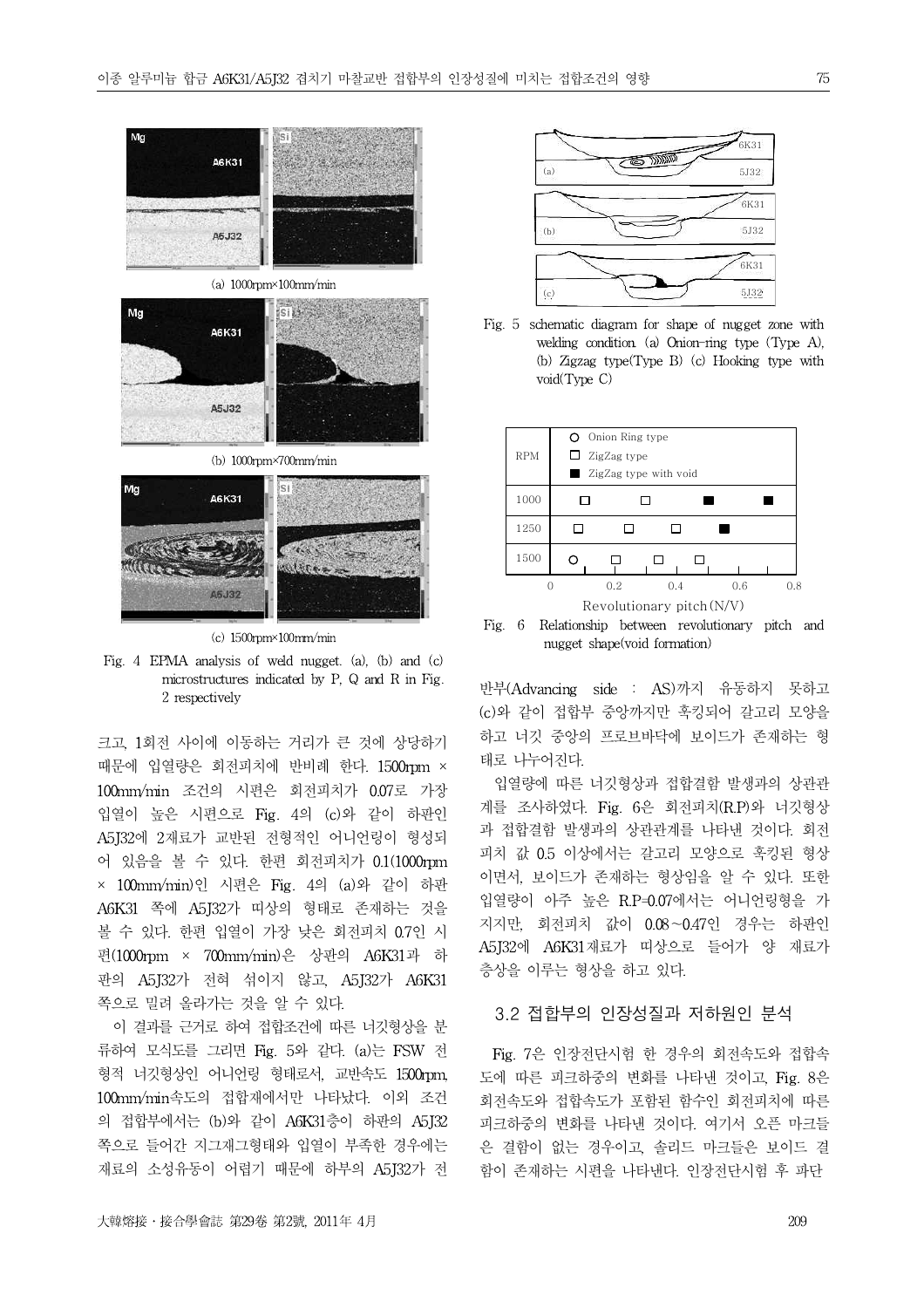(a) 1000rpm×100mm/min

(b) 1000rpm×700mm/min

(c) 1500rpm×100mm/min

Fig. 4 EPMA analysis of weld nugget. (a), (b) and (c) microstructures indicated by P, Q and R in Fig. 2 respectively

크고, 1회전 사이에 이동하는 거리가 큰 것에 상당하기 때문에 입열량은 회전피치에 반비례 한다. 1500rpm × 100mm/min 조건의 시편은 회전피치가 0.07로 가장 입열이 높은 시편으로 Fig. 4의 (c)와 같이 하판인 A5J32에 2재료가 교반된 전형적인 어니언링이 형성되어 있음을 볼 수 있다. 한편 회전피치가 0.1(1000rpm × 100mm/min)인 시편은 Fig. 4의 (a)와 같이 하판 A6K31 쪽에 A5J32가 띠상의 형태로 존재하는 것을 볼 수 있다. 한편 입열이 가장 낮은 회전피치 0.7인 시편(1000rpm × 700mm/min)은 상판의 A6K31과 하판의 A5J32가 전혀 섞이지 않고, A5J32가 A6K31 쪽으로 밀려 올라가는 것을 알 수 있다.

이 결과를 근거로 하여 접합조건에 따른 너깃형상을 분류하여 모식도를 그리면 Fig. 5와 같다. (a)는 FSW 전형적 너깃형상인 어니언링 형태로서, 교반속도 1500rpm, 100mm/min속도의 접합재에서만 나타났다. 이외 조건의 접합부에서는 (b)와 같이 A6K31층이 하판의 A5J32 쪽으로 들어간 지그재그형태와 입열이 부족한 경우에는 재료의 소성유동이 어렵기 때문에 하부의 A5J32가 전진부(Advancing side : AS)까지 유동하지 못하고 (c)와 같이 접합부 중앙까지만 훅킹되어 갈고리 모양을 하고 너깃 중앙의 프로브바닥에 보이드가 존재하는 형태로 나누어진다.

Fig. 5 schematic diagram for shape of nugget zone with welding condition. (a) Onion-ring type (Type A), (b) Zigzag type(Type B) (c) Hooking type with void(Type C)

Fig. 6 Relationship between revolutionary pitch and nugget shape(void formation)

입열량에 따른 너깃형상과 접합결함 발생과의 상관관계를 조사하였다. Fig. 6은 회전피치(R.P)와 너깃형상과 접합결함 발생과의 상관관계를 나타낸 것이다. 회전피치 값 0.5 이상에서는 갈고리 모양으로 훅킹된 형상이면서, 보이드가 존재하는 형상임을 알 수 있다. 또한 입열량이 아주 높은 R.P=0.07에서는 어니언링형을 가지지만, 회전피치 값이 0.08~0.47인 경우는 하판인 A5J32에 A6K31재료가 띠상으로 들어가 양 재료가 층상을 이루는 형상을 하고 있다.

## 3.2 접합부의 인장성질과 저하원인 분석

Fig. 7은 인장전단시험 한 경우의 회전속도와 접합속도에 따른 피크하중의 변화를 나타낸 것이고, Fig. 8은 회전속도와 접합속도가 포함된 함수인 회전피치에 따른 피크하중의 변화를 나타낸 것이다. 여기서 오픈 마크들은 결함이 없는 경우이고, 솔리드 마크들은 보이드 결함이 존재하는 시편을 나타낸다. 인장전단시험 후 파단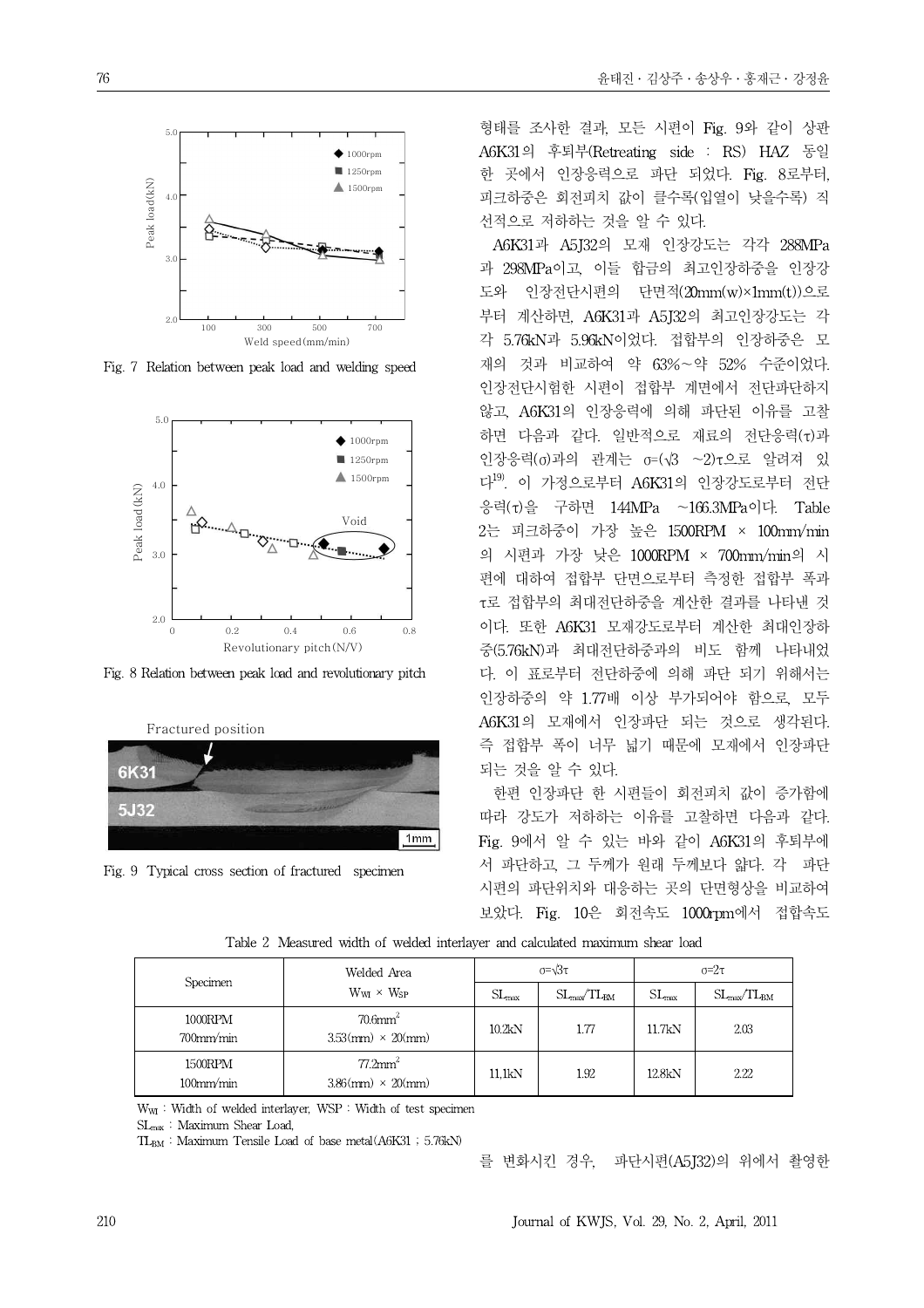Fig. 7 Relation between peak load and welding speed

Fig. 8 Relation between peak load and revolutionary pitch

Fig. 9 Typical cross section of fractured specimen

형태를 조사한 결과, 모든 시편이 Fig. 9와 같이 상판 A6K31의 후퇴부(Retreating side : RS) HAZ 동일한 곳에서 인장응력으로 파단 되었다. Fig. 8로부터, 피크하중은 회전피치 값이 클수록(입열이 낮을수록) 직선적으로 저하하는 것을 알 수 있다.

A6K31과 A5J32의 모재 인장강도는 각각 288MPa과 298MPa이고, 이들 합금의 최고인장하중을 인장강도와 인장전단시편의 단면적(20mm(w)×1mm(t))으로부터 계산하면, A6K31과 A5J32의 최고인장강도는 각각 5.76kN과 5.96kN이었다. 접합부의 인장하중은 모재의 것과 비교하여 약 63%~약 52% 수준이었다. 인장전단시험한 시편이 접합부 계면에서 전단파단하지 않고, A6K31의 인장응력에 의해 파단된 이유를 고찰하면 다음과 같다. 일반적으로 재료의 전단응력(τ)과 인장응력(σ)과의 관계는 $\sigma=(\sqrt{3} \sim 2)\tau$으로 알려져 있다[19]. 이 가정으로부터 A6K31의 인장강도로부터 전단응력(τ)을 구하면 144MPa ~166.3MPa이다. Table 2는 피크하중이 가장 높은 1500RPM × 100mm/min의 시편과 가장 낮은 1000RPM × 700mm/min의 시편에 대하여 접합부 단면으로부터 측정한 접합부 폭과 τ로 접합부의 최대전단하중을 계산한 결과를 나타낸 것이다. 또한 A6K31 모재강도로부터 계산한 최대인장하중(5.76kN)과 최대전단하중과의 비도 함께 나타내었다. 이 표로부터 전단하중에 의해 파단 되기 위해서는 인장하중의 약 1.77배 이상 부가되어야 함으로, 모두 A6K31의 모재에서 인장파단 되는 것으로 생각된다. 즉 접합부 폭이 너무 넓기 때문에 모재에서 인장파단 되는 것을 알 수 있다.

한편 인장파단 한 시편들이 회전피치 값이 증가함에 따라 강도가 저하하는 이유를 고찰하면 다음과 같다. Fig. 9에서 알 수 있는 바와 같이 A6K31의 후퇴부에서 파단하고, 그 두께가 원래 두께보다 얇다. 각 파단 시편의 파단위치와 대응하는 곳의 단면형상을 비교하여 보았다. Fig. 10은 회전속도 1000rpm에서 접합속도를 변화시킨 경우, 파단시편(A5J32)의 위에서 촬영한

Table 2 Measured width of welded interlayer and calculated maximum shear load

| Specimen | Welded Area $W_{WI} \times W_{SP}$ | $\sigma=\sqrt{3}\tau$ | | $\sigma=2\tau$ | |
|---|---|---|---|---|---|
| | | $SL_{max}$ | $SL_{max}/TL_{BM}$ | $SL_{max}$ | $SL_{max}/TL_{BM}$ |
| 1000RPM 700mm/min | 70.6mm$^2$ 3.53(mm) × 20(mm) | 10.2kN | 1.77 | 11.7kN | 2.03 |
| 1500RPM 100mm/min | 77.2mm$^2$ 3.86(mm) × 20(mm) | 11.1kN | 1.92 | 12.8kN | 2.22 |

$W_{WI}$ : Width of welded interlayer, WSP : Width of test specimen
$SL_{max}$ : Maximum Shear Load,
$TL_{BM}$ : Maximum Tensile Load of base metal(A6K31 ; 5.76kN)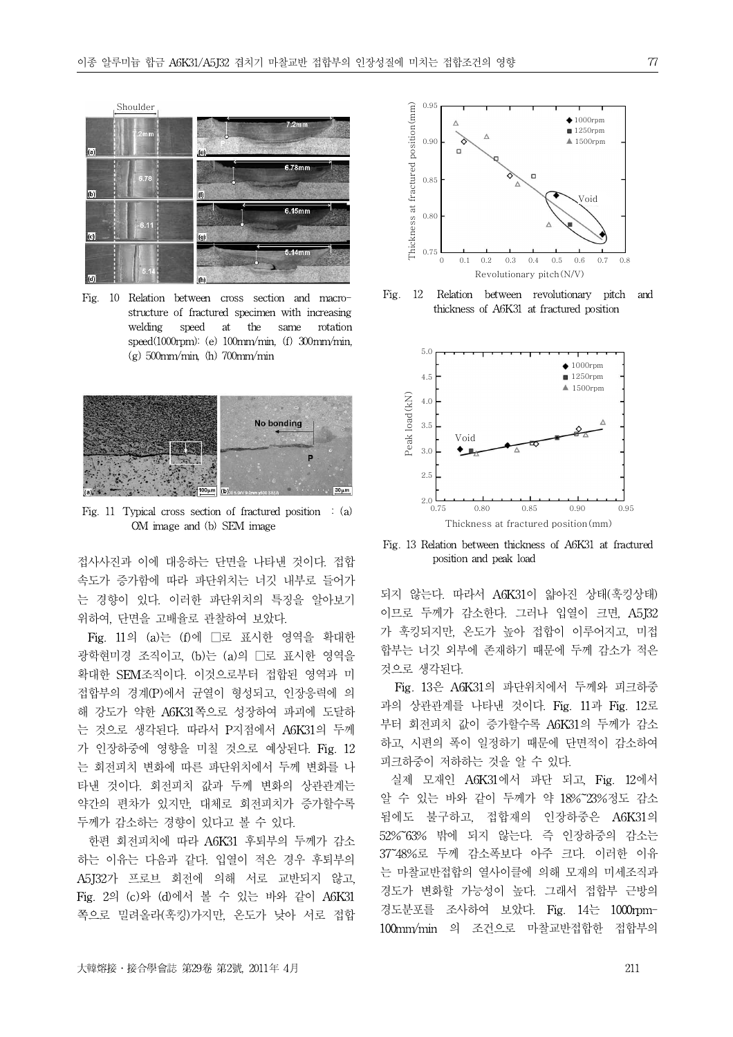Fig. 10 Relation between cross section and macrostructure of fractured specimen with increasing welding speed at the same rotation speed(1000rpm): (e) 100mm/min, (f) 300mm/min, (g) 500mm/min, (h) 700mm/min

Fig. 11 Typical cross section of fractured position : (a) OM image and (b) SEM image

접사사진과 이에 대응하는 단면을 나타낸 것이다. 접합속도가 증가함에 따라 파단위치는 너깃 내부로 들어가는 경향이 있다. 이러한 파단위치의 특징을 알아보기 위하여, 단면을 고배율로 관찰하여 보았다.

Fig. 11의 (a)는 (f)에 □로 표시한 영역을 확대한 광학현미경 조직이고, (b)는 (a)의 □로 표시한 영역을 확대한 SEM조직이다. 이것으로부터 접합된 영역과 미접합부의 경계(P)에서 균열이 형성되고, 인장응력에 의해 강도가 약한 A6K31쪽으로 성장하여 파괴에 도달하는 것으로 생각된다. 따라서 P지점에서 A6K31의 두께가 인장하중에 영향을 미칠 것으로 예상된다. Fig. 12는 회전피치 변화에 따른 파단위치에서 두께 변화를 나타낸 것이다. 회전피치 값과 두께 변화의 상관관계는 약간의 편차가 있지만, 대체로 회전피치가 증가할수록 두께가 감소하는 경향이 있다고 볼 수 있다.

한편 회전피치에 따라 A6K31 후퇴부의 두께가 감소하는 이유는 다음과 같다. 입열이 적은 경우 후퇴부의 A5J32가 프로브 회전에 의해 서로 교반되지 않고, Fig. 2의 (c)와 (d)에서 볼 수 있는 바와 같이 A6K31쪽으로 밀려올라(훅킹)가지만, 온도가 낮아 서로 접합

Fig. 12 Relation between revolutionary pitch and thickness of A6K31 at fractured position

Fig. 13 Relation between thickness of A6K31 at fractured position and peak load

되지 않는다. 따라서 A6K31이 얇아진 상태(훅킹상태)이므로 두께가 감소한다. 그러나 입열이 크면, A5J32가 훅킹되지만, 온도가 높아 접합이 이루어지고, 미접합부는 너깃 외부에 존재하기 때문에 두께 감소가 적은 것으로 생각된다.

Fig. 13은 A6K31의 파단위치에서 두께와 피크하중과의 상관관계를 나타낸 것이다. Fig. 11과 Fig. 12로부터 회전피치 값이 증가할수록 A6K31의 두께가 감소하고, 시편의 폭이 일정하기 때문에 단면적이 감소하여 피크하중이 저하하는 것을 알 수 있다.

실제 모재인 A6K31에서 파단 되고, Fig. 12에서 알 수 있는 바와 같이 두께가 약 18%~23%정도 감소됨에도 불구하고, 접합재의 인장하중은 A6K31의 52%~63% 밖에 되지 않는다. 즉 인장하중의 감소는 37~48%로 두께 감소폭보다 아주 크다. 이러한 이유는 마찰교반접합의 열사이클에 의해 모재의 미세조직과 경도가 변화할 가능성이 높다. 그래서 접합부 근방의 경도분포를 조사하여 보았다. Fig. 14는 1000rpm-100mm/min 의 조건으로 마찰교반접합한 접합부의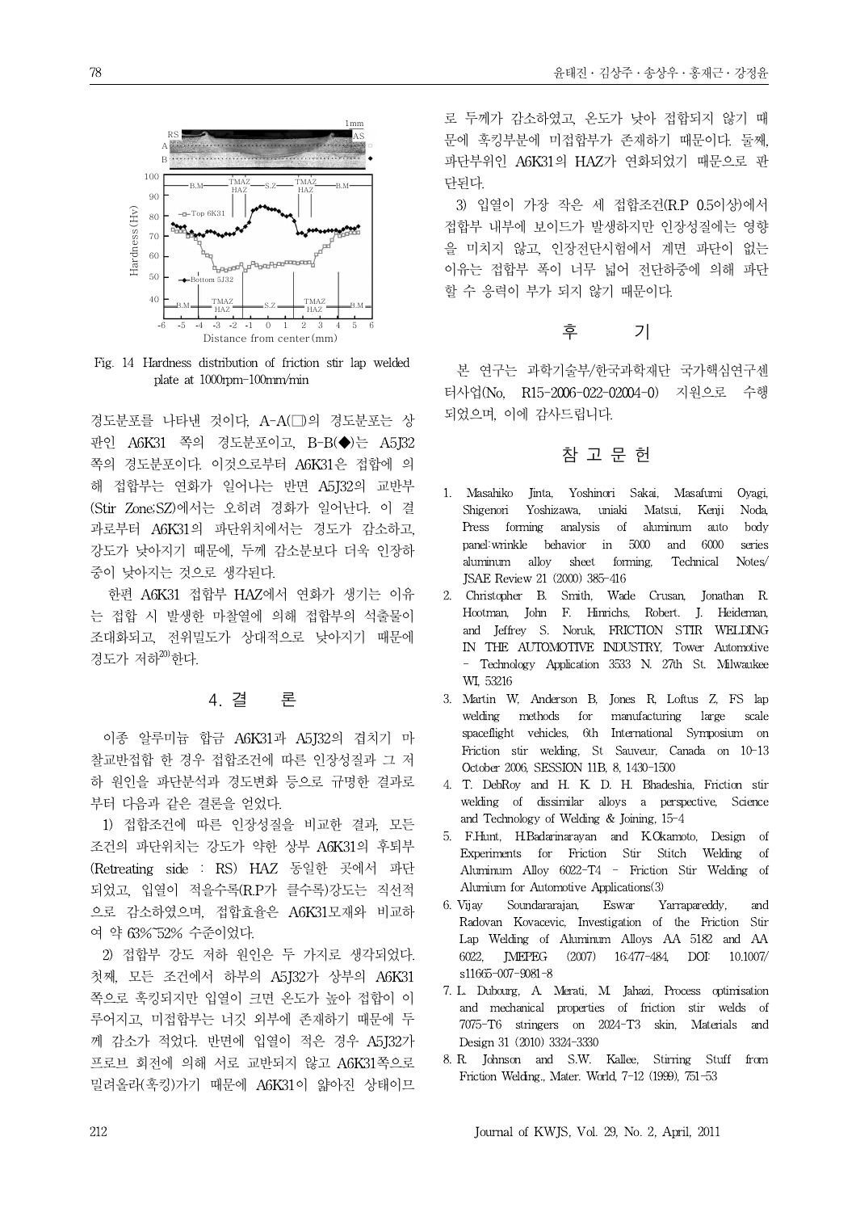Fig. 14 Hardness distribution of friction stir lap welded plate at 1000rpm-100mm/min

경도분포를 나타낸 것이다. A-A(□)의 경도분포는 상판인 A6K31 쪽의 경도분포이고, B-B(◆)는 A5J32 쪽의 경도분포이다. 이것으로부터 A6K31은 접합에 의해 접합부는 연화가 일어나는 반면 A5J32의 교반부(Stir Zone:SZ)에서는 오히려 경화가 일어난다. 이 결과로부터 A6K31의 파단위치에서는 경도가 감소하고, 강도가 낮아지기 때문에, 두께 감소분보다 더욱 인장하중이 낮아지는 것으로 생각된다.

한편 A6K31 접합부 HAZ에서 연화가 생기는 이유는 접합 시 발생한 마찰열에 의해 접합부의 석출물이 조대화되고, 전위밀도가 상대적으로 낮아지기 때문에 경도가 저하[20]한다.

## 4. 결 론

이종 알루미늄 합금 A6K31과 A5J32의 겹치기 마찰교반접합 한 경우 접합조건에 따른 인장성질과 그 저하 원인을 파단분석과 경도변화 등으로 규명한 결과로부터 다음과 같은 결론을 얻었다.

1) 접합조건에 따른 인장성질을 비교한 결과, 모든 조건의 파단위치는 강도가 약한 상부 A6K31의 후퇴부(Retreating side : RS) HAZ 동일한 곳에서 파단되었고, 입열이 적을수록(R.P가 클수록)강도는 직선적으로 감소하였으며, 접합효율은 A6K31모재와 비교하여 약 63%~52% 수준이었다.

2) 접합부 강도 저하 원인은 두 가지로 생각되었다. 첫째, 모든 조건에서 하부의 A5J32가 상부의 A6K31 쪽으로 훅킹되지만 입열이 크면 온도가 높아 접합이 이루어지고, 미접합부는 너깃 외부에 존재하기 때문에 두께 감소가 적었다. 반면에 입열이 적은 경우 A5J32가 프로브 회전에 의해 서로 교반되지 않고 A6K31쪽으로 밀려올라(훅킹)가기 때문에 A6K31이 얇아진 상태이므로 두께가 감소하였고, 온도가 낮아 접합되지 않기 때문에 훅킹부분에 미접합부가 존재하기 때문이다. 둘째, 파단부위인 A6K31의 HAZ가 연화되었기 때문으로 판단된다.

3) 입열이 가장 작은 세 접합조건(R.P 0.5이상)에서 접합부 내부에 보이드가 발생하지만 인장성질에는 영향을 미치지 않고, 인장전단시험에서 계면 파단이 없는 이유는 접합부 폭이 너무 넓어 전단하중에 의해 파단할 수 응력이 부가 되지 않기 때문이다.

## 후 기

본 연구는 과학기술부/한국과학재단 국가핵심연구센터사업(No. R15-2006-022-02004-0) 지원으로 수행되었으며, 이에 감사드립니다.

## 참 고 문 헌

1. Masahiko Jinta, Yoshinori Sakai, Masafumi Oyagi, Shigenori Yoshizawa, uniaki Matsui, Kenji Noda, Press forming analysis of aluminum auto body panel:wrinkle behavior in 5000 and 6000 series aluminum alloy sheet forming, Technical Notes/ JSAE Review 21 (2000) 385-416
2. Christopher B. Smith, Wade Crusan, Jonathan R. Hootman, John F. Hinrichs, Robert. J. Heideman, and Jeffrey S. Noruk, FRICTION STIR WELDING IN THE AUTOMOTIVE INDUSTRY, Tower Automotive - Technology Application 3533 N. 27th St. Milwaukee WI, 53216
3. Martin W, Anderson B, Jones R, Loftus Z, FS lap welding methods for manufacturing large scale spaceflight vehicles, 6th International Symposium on Friction stir welding, St Sauveur, Canada on 10-13 October 2006, SESSION 11B, 8, 1430-1500
4. T. DebRoy and H. K. D. H. Bhadeshia, Friction stir welding of dissimilar alloys a perspective, Science and Technology of Welding & Joining, 15-4
5. F.Hunt, H.Badarinarayan and K.Okamoto, Design of Experiments for Friction Stir Stitch Welding of Aluminum Alloy 6022-T4 - Friction Stir Welding of Alumium for Automotive Applications(3)
6. Vijay Soundararajan, Eswar Yarrapareddy, and Radovan Kovacevic, Investigation of the Friction Stir Lap Welding of Aluminum Alloys AA 5182 and AA 6022, JMEPEG (2007) 16:477-484, DOI: 10.1007/ s11665-007-9081-8
7. L. Dubourg, A. Merati, M. Jahazi, Process optimisation and mechanical properties of friction stir welds of 7075-T6 stringers on 2024-T3 skin, Materials and Design 31 (2010) 3324-3330
8. R. Johnson and S.W. Kallee, Stirring Stuff from Friction Welding., Mater. World, 7-12 (1999), 751-53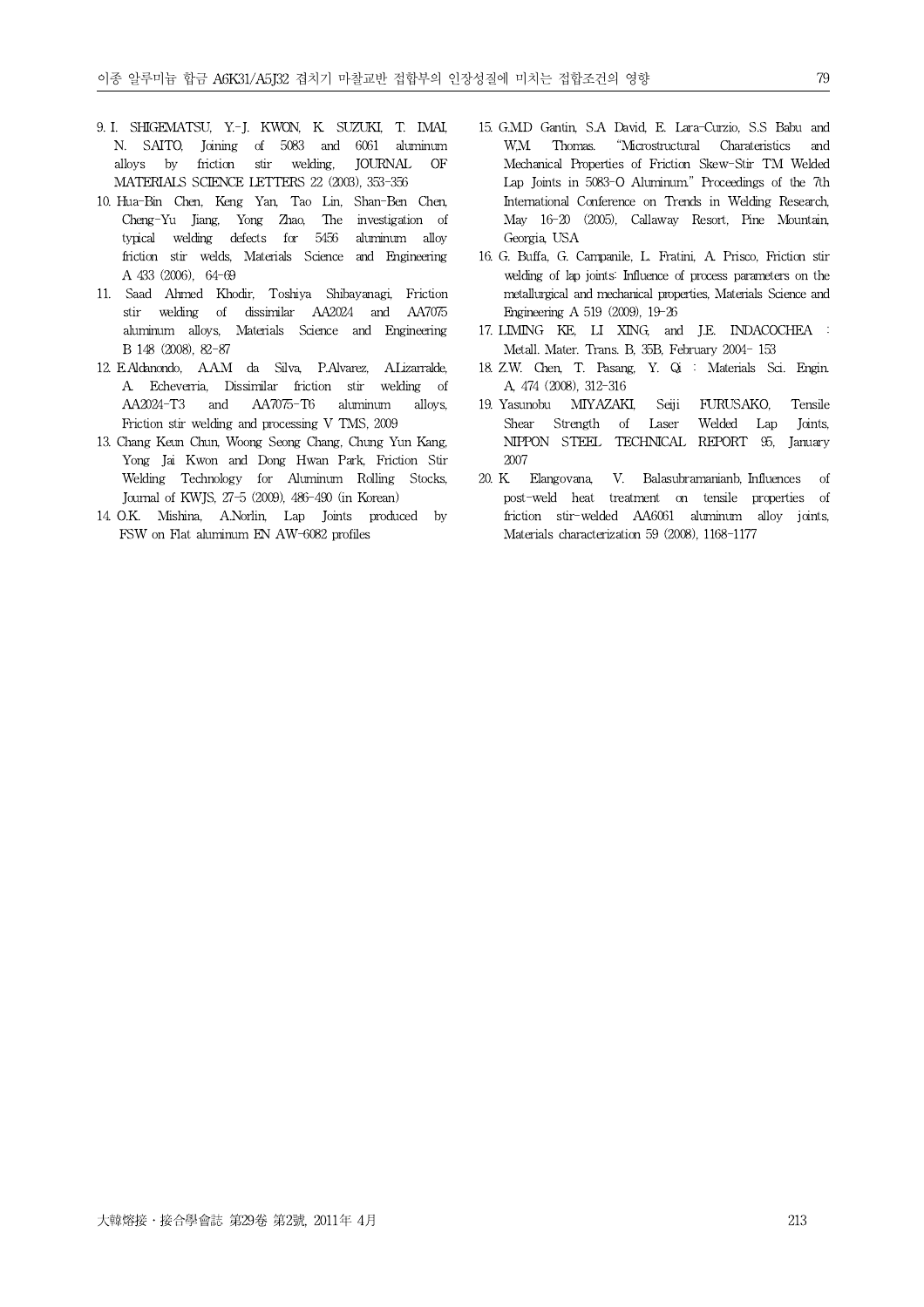9. I. SHIGEMATSU, Y.-J. KWON, K. SUZUKI, T. IMAI, N. SAITO, Joining of 5083 and 6061 aluminum alloys by friction stir welding, JOURNAL OF MATERIALS SCIENCE LETTERS 22 (2003), 353-356
10. Hua-Bin Chen, Keng Yan, Tao Lin, Shan-Ben Chen, Cheng-Yu Jiang, Yong Zhao, The investigation of typical welding defects for 5456 aluminum alloy friction stir welds, Materials Science and Engineering A 433 (2006), 64-69
11. Saad Ahmed Khodir, Toshiya Shibayanagi, Friction stir welding of dissimilar AA2024 and AA7075 aluminum alloys, Materials Science and Engineering B 148 (2008), 82-87
12. E.Aldanondo, A.A.M da Silva, P.Alvarez, A.Lizarralde, A. Echeverria, Dissimilar friction stir welding of AA2024-T3 and AA7075-T6 aluminum alloys, Friction stir welding and processing V TMS, 2009
13. Chang Keun Chun, Woong Seong Chang, Chung Yun Kang, Yong Jai Kwon and Dong Hwan Park, Friction Stir Welding Technology for Aluminum Rolling Stocks, Journal of KWJS, 27-5 (2009), 486-490 (in Korean)
14. O.K. Mishina, A.Norlin, Lap Joints produced by FSW on Flat aluminum EN AW-6082 profiles
15. G.M.D Gantin, S.A David, E. Lara-Curzio, S.S Babu and W.M. Thomas. "Microstructural Charateristics and Mechanical Properties of Friction Skew-Stir TM Welded Lap Joints in 5083-O Aluminum." Proceedings of the 7th International Conference on Trends in Welding Research, May 16-20 (2005), Callaway Resort, Pine Mountain, Georgia, USA
16. G. Buffa, G. Campanile, L. Fratini, A. Prisco, Friction stir welding of lap joints: Influence of process parameters on the metallurgical and mechanical properties, Materials Science and Engineering A 519 (2009), 19-26
17. LIMING KE, LI XING, and J.E. INDACOCHEA : Metall. Mater. Trans. B, 35B, February 2004- 153
18. Z.W. Chen, T. Pasang, Y. Qi : Materials Sci. Engin. A, 474 (2008), 312-316
19. Yasunobu MIYAZAKI, Seiji FURUSAKO, Tensile Shear Strength of Laser Welded Lap Joints, NIPPON STEEL TECHNICAL REPORT 95, January 2007
20. K. Elangovana, V. Balasubramanianb, Influences of post-weld heat treatment on tensile properties of friction stir-welded AA6061 aluminum alloy joints, Materials characterization 59 (2008), 1168-1177